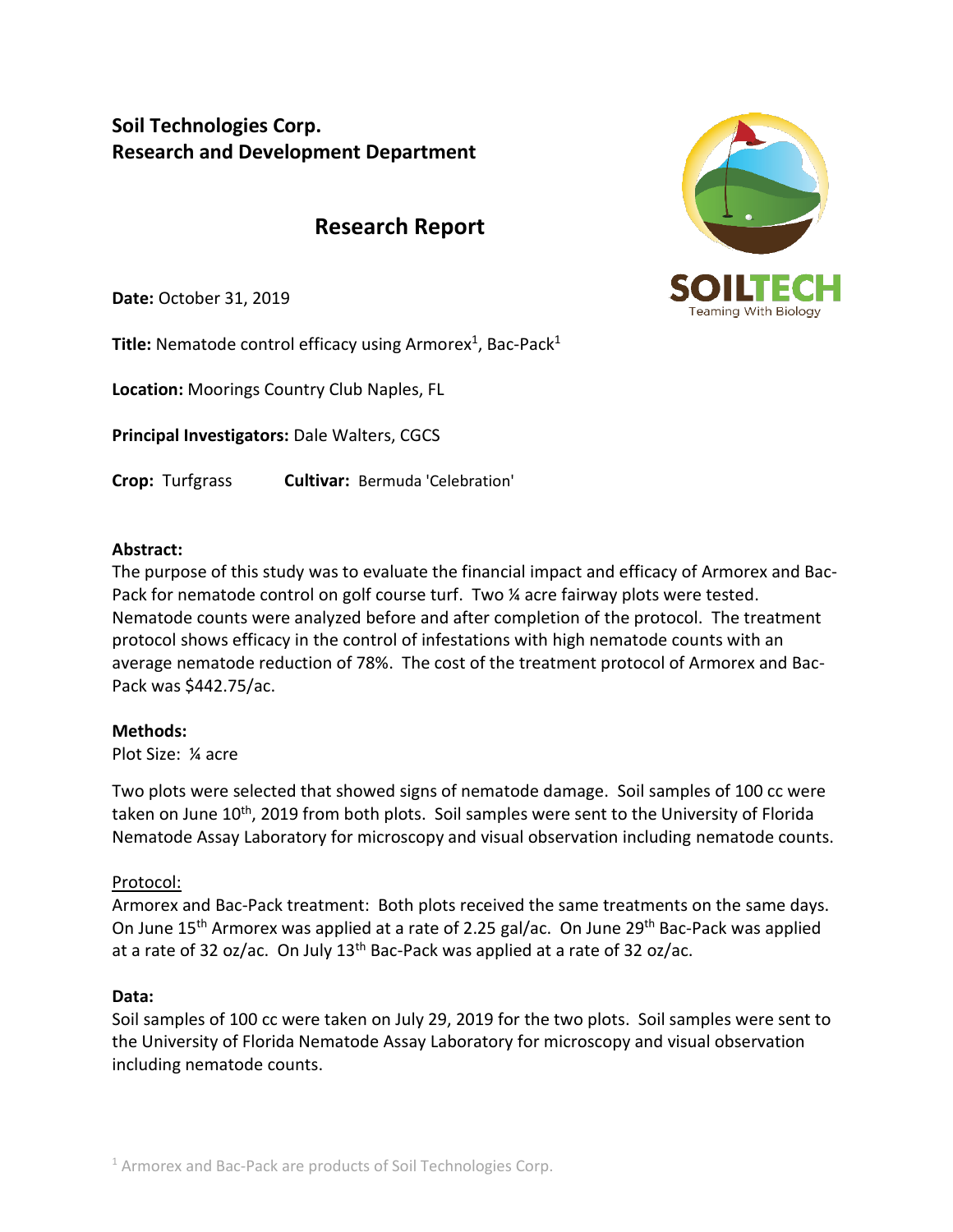**Soil Technologies Corp.**
**Research and Development Department**

# Research Report

**Date:** October 31, 2019

**Title:** Nematode control efficacy using Armorex[1], Bac-Pack[1]

**Location:** Moorings Country Club Naples, FL

**Principal Investigators:** Dale Walters, CGCS

**Crop:** Turfgrass **Cultivar:** Bermuda 'Celebration'

**Abstract:**
The purpose of this study was to evaluate the financial impact and efficacy of Armorex and Bac-Pack for nematode control on golf course turf. Two ¼ acre fairway plots were tested. Nematode counts were analyzed before and after completion of the protocol. The treatment protocol shows efficacy in the control of infestations with high nematode counts with an average nematode reduction of 78%. The cost of the treatment protocol of Armorex and Bac-Pack was $442.75/ac.

**Methods:**
Plot Size: ¼ acre

Two plots were selected that showed signs of nematode damage. Soil samples of 100 cc were taken on June 10th, 2019 from both plots. Soil samples were sent to the University of Florida Nematode Assay Laboratory for microscopy and visual observation including nematode counts.

Protocol:
Armorex and Bac-Pack treatment: Both plots received the same treatments on the same days. On June 15th Armorex was applied at a rate of 2.25 gal/ac. On June 29th Bac-Pack was applied at a rate of 32 oz/ac. On July 13th Bac-Pack was applied at a rate of 32 oz/ac.

**Data:**
Soil samples of 100 cc were taken on July 29, 2019 for the two plots. Soil samples were sent to the University of Florida Nematode Assay Laboratory for microscopy and visual observation including nematode counts.

[1] Armorex and Bac-Pack are products of Soil Technologies Corp.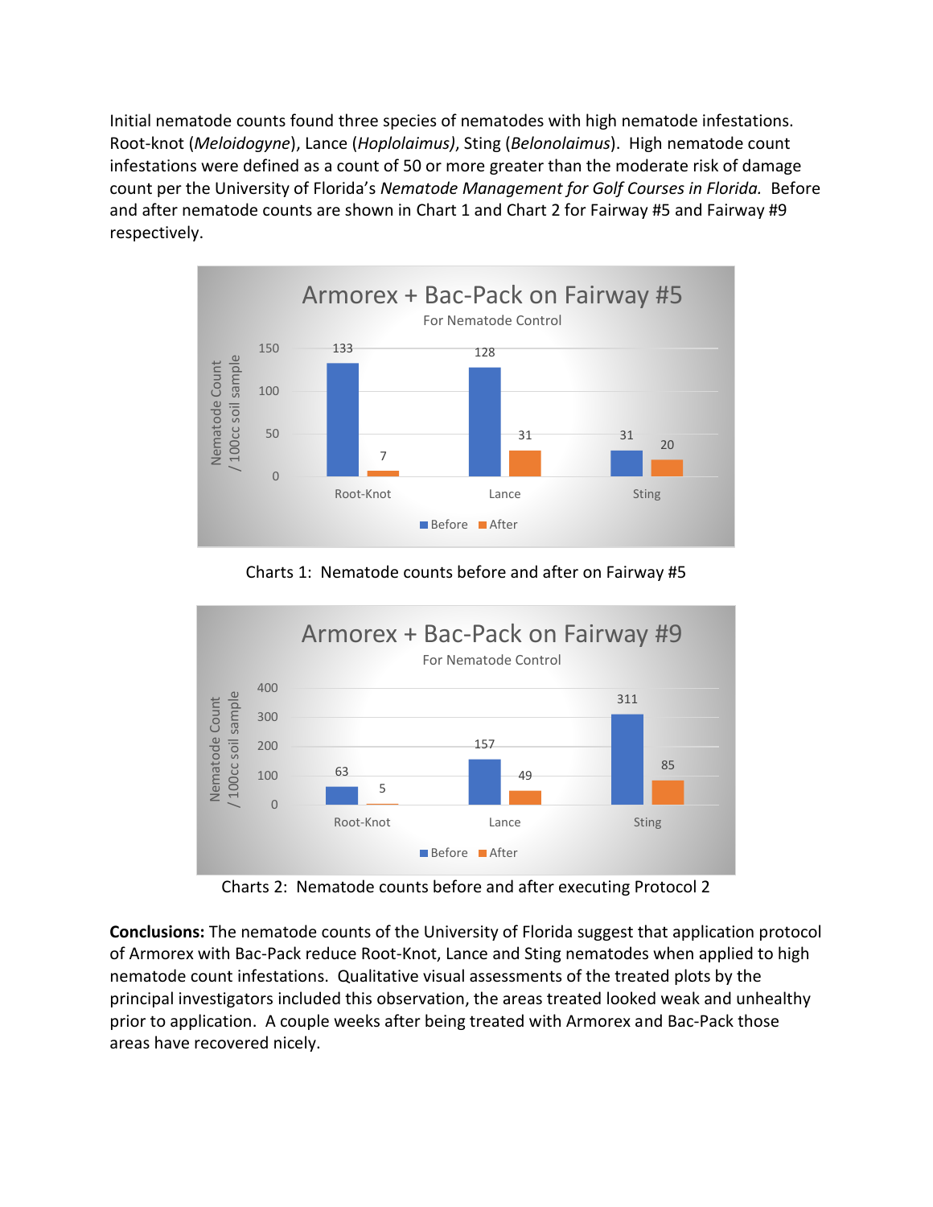Initial nematode counts found three species of nematodes with high nematode infestations. Root-knot (*Meloidogyne*), Lance (*Hoplolaimus)*, Sting (*Belonolaimus*). High nematode count infestations were defined as a count of 50 or more greater than the moderate risk of damage count per the University of Florida's *Nematode Management for Golf Courses in Florida.* Before and after nematode counts are shown in Chart 1 and Chart 2 for Fairway #5 and Fairway #9 respectively.

Armorex + Bac-Pack on Fairway #5

For Nematode Control

Nematode Count / 100cc soil sample

150
100
50
0

133
7
128
31
31
20

Root-Knot
Lance
Sting

Before
After

Charts 1: Nematode counts before and after on Fairway #5

Armorex + Bac-Pack on Fairway #9

For Nematode Control

Nematode Count / 100cc soil sample

400
300
200
100
0

63
5
157
49
311
85

Root-Knot
Lance
Sting

Before
After

Charts 2: Nematode counts before and after executing Protocol 2

**Conclusions:** The nematode counts of the University of Florida suggest that application protocol of Armorex with Bac-Pack reduce Root-Knot, Lance and Sting nematodes when applied to high nematode count infestations. Qualitative visual assessments of the treated plots by the principal investigators included this observation, the areas treated looked weak and unhealthy prior to application. A couple weeks after being treated with Armorex and Bac-Pack those areas have recovered nicely.